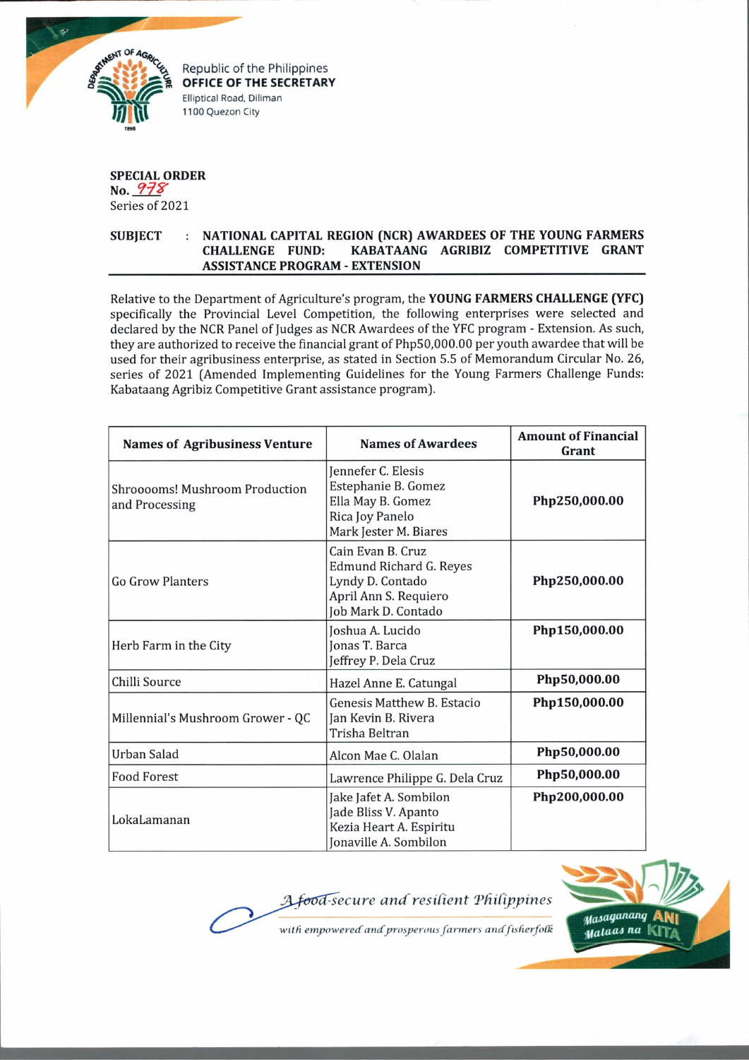Republic of the Philippines
**OFFICE OF THE SECRETARY**
Elliptical Road, Diliman
1100 Quezon City

**SPECIAL ORDER**
**No.** 978
Series of 2021

**SUBJECT : NATIONAL CAPITAL REGION (NCR) AWARDEES OF THE YOUNG FARMERS CHALLENGE FUND: KABATAANG AGRIBIZ COMPETITIVE GRANT ASSISTANCE PROGRAM - EXTENSION**

Relative to the Department of Agriculture's program, the **YOUNG FARMERS CHALLENGE (YFC)** specifically the Provincial Level Competition, the following enterprises were selected and declared by the NCR Panel of Judges as NCR Awardees of the YFC program - Extension. As such, they are authorized to receive the financial grant of Php50,000.00 per youth awardee that will be used for their agribusiness enterprise, as stated in Section 5.5 of Memorandum Circular No. 26, series of 2021 (Amended Implementing Guidelines for the Young Farmers Challenge Funds: Kabataang Agribiz Competitive Grant assistance program).

| Names of Agribusiness Venture | Names of Awardees | Amount of Financial Grant |
|---|---|---|
| Shroooms! Mushroom Production and Processing | Jennefer C. Elesis<br>Estephanie B. Gomez<br>Ella May B. Gomez<br>Rica Joy Panelo<br>Mark Jester M. Biares | **Php250,000.00** |
| Go Grow Planters | Cain Evan B. Cruz<br>Edmund Richard G. Reyes<br>Lyndy D. Contado<br>April Ann S. Requiero<br>Job Mark D. Contado | **Php250,000.00** |
| Herb Farm in the City | Joshua A. Lucido<br>Jonas T. Barca<br>Jeffrey P. Dela Cruz | **Php150,000.00** |
| Chilli Source | Hazel Anne E. Catungal | **Php50,000.00** |
| Millennial's Mushroom Grower - QC | Genesis Matthew B. Estacio<br>Jan Kevin B. Rivera<br>Trisha Beltran | **Php150,000.00** |
| Urban Salad | Alcon Mae C. Olalan | **Php50,000.00** |
| Food Forest | Lawrence Philippe G. Dela Cruz | **Php50,000.00** |
| LokaLamanan | Jake Jafet A. Sombilon<br>Jade Bliss V. Apanto<br>Kezia Heart A. Espiritu<br>Jonaville A. Sombilon | **Php200,000.00** |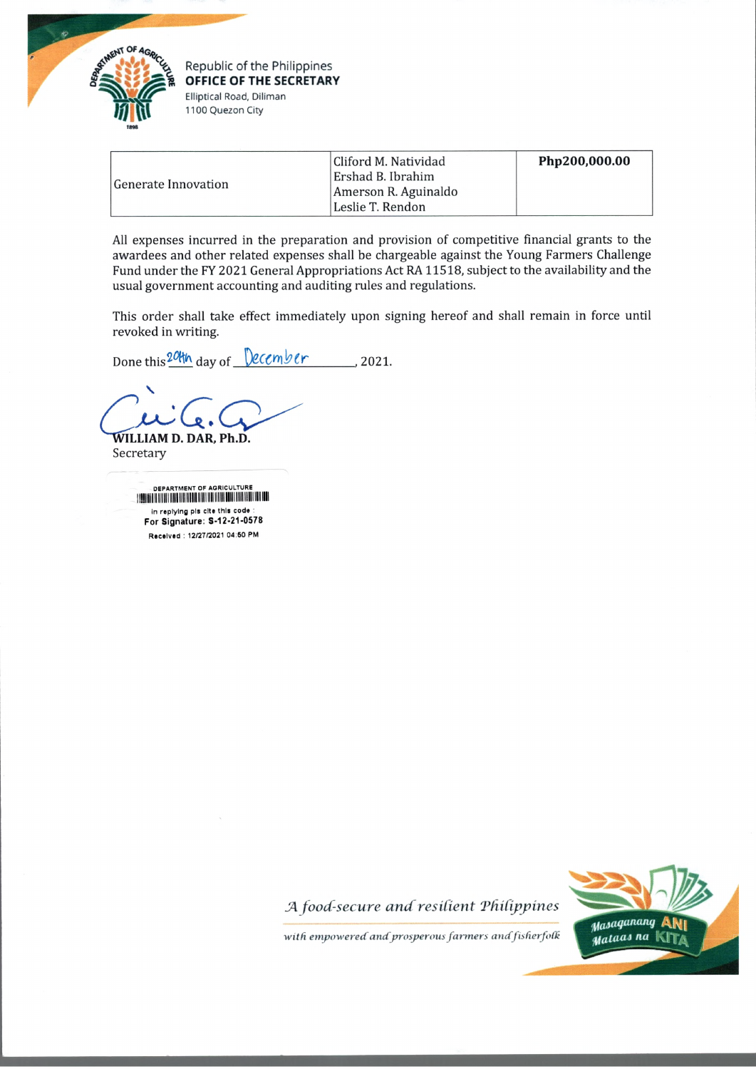Republic of the Philippines
**OFFICE OF THE SECRETARY**
Elliptical Road, Diliman
1100 Quezon City

| | | |
|---|---|---|
| Generate Innovation | Cliford M. Natividad<br>Ershad B. Ibrahim<br>Amerson R. Aguinaldo<br>Leslie T. Rendon | **Php200,000.00** |

All expenses incurred in the preparation and provision of competitive financial grants to the awardees and other related expenses shall be chargeable against the Young Farmers Challenge Fund under the FY 2021 General Appropriations Act RA 11518, subject to the availability and the usual government accounting and auditing rules and regulations.

This order shall take effect immediately upon signing hereof and shall remain in force until revoked in writing.

Done this 20th day of December, 2021.

**WILLIAM D. DAR, Ph.D.**
Secretary

DEPARTMENT OF AGRICULTURE
In replying pls cite this code :
For Signature: S-12-21-0578
Received : 12/27/2021 04:50 PM

*A food-secure and resilient Philippines*
*with empowered and prosperous farmers and fisherfolk*

Masaganang ANI Mataas na KITA